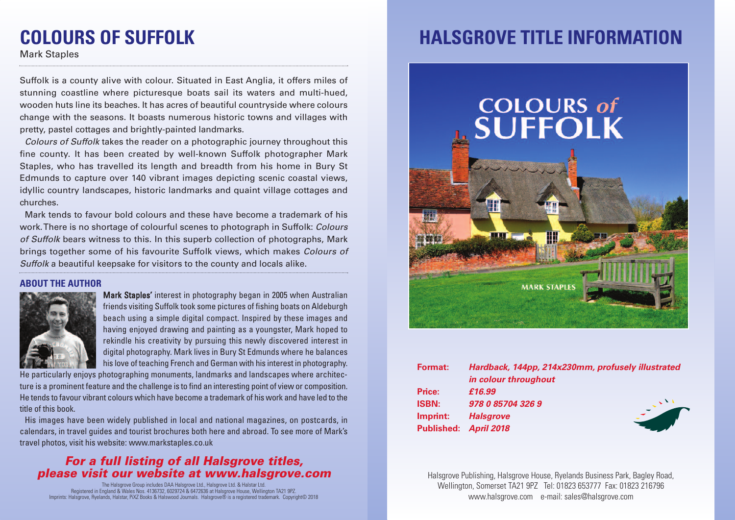# COLOURS OF SUFFOLK

Mark Staples

Suffolk is a county alive with colour. Situated in East Anglia, it offers miles of stunning coastline where picturesque boats sail its waters and multi-hued, wooden huts line its beaches. It has acres of beautiful countryside where colours change with the seasons. It boasts numerous historic towns and villages with pretty, pastel cottages and brightly-painted landmarks.

*Colours of Suffolk* takes the reader on a photographic journey throughout this fine county. It has been created by well-known Suffolk photographer Mark Staples, who has travelled its length and breadth from his home in Bury St Edmunds to capture over 140 vibrant images depicting scenic coastal views, idyllic country landscapes, historic landmarks and quaint village cottages and churches.

Mark tends to favour bold colours and these have become a trademark of his work. There is no shortage of colourful scenes to photograph in Suffolk: *Colours of Suffolk* bears witness to this. In this superb collection of photographs, Mark brings together some of his favourite Suffolk views, which makes *Colours of Suffolk* a beautiful keepsake for visitors to the county and locals alike.

## ABOUT THE AUTHOR

**Mark Staples'** interest in photography began in 2005 when Australian friends visiting Suffolk took some pictures of fishing boats on Aldeburgh beach using a simple digital compact. Inspired by these images and having enjoyed drawing and painting as a youngster, Mark hoped to rekindle his creativity by pursuing this newly discovered interest in digital photography. Mark lives in Bury St Edmunds where he balances his love of teaching French and German with his interest in photography. He particularly enjoys photographing monuments, landmarks and landscapes where architecture is a prominent feature and the challenge is to find an interesting point of view or composition. He tends to favour vibrant colours which have become a trademark of his work and have led to the title of this book.

His images have been widely published in local and national magazines, on postcards, in calendars, in travel guides and tourist brochures both here and abroad. To see more of Mark's travel photos, visit his website: www.markstaples.co.uk

***For a full listing of all Halsgrove titles, please visit our website at www.halsgrove.com***

The Halsgrove Group includes DAA Halsgrove Ltd., Halsgrove Ltd. & Halstar Ltd.
Registered in England & Wales Nos. 4136732, 6029724 & 6472636 at Halsgrove House, Wellington TA21 9PZ.
Imprints: Halsgrove, Ryelands, Halstar, PiXZ Books & Halswood Journals. Halsgrove® is a registered trademark. Copyright© 2018

# HALSGROVE TITLE INFORMATION

COLOURS of SUFFOLK

MARK STAPLES

**Format:** *Hardback, 144pp, 214x230mm, profusely illustrated in colour throughout*
**Price:** *£16.99*
**ISBN:** *978 0 85704 326 9*
**Imprint:** *Halsgrove*
**Published:** *April 2018*

Halsgrove Publishing, Halsgrove House, Ryelands Business Park, Bagley Road, Wellington, Somerset TA21 9PZ Tel: 01823 653777 Fax: 01823 216796
www.halsgrove.com e-mail: sales@halsgrove.com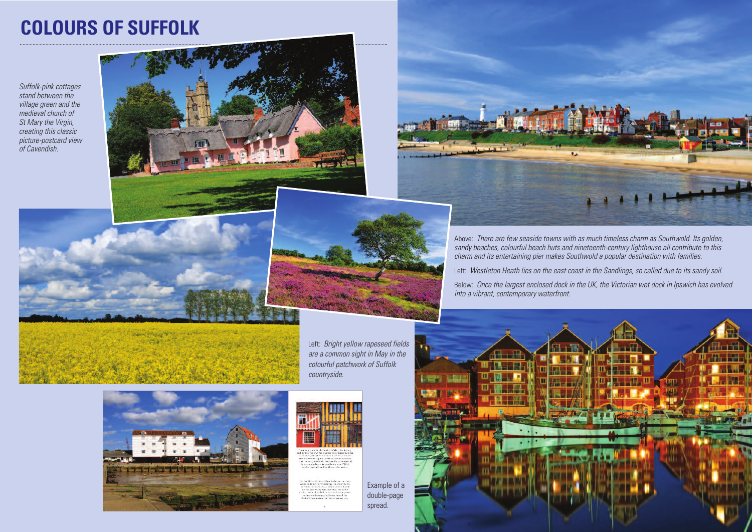# COLOURS OF SUFFOLK

*Suffolk-pink cottages stand between the village green and the medieval church of St Mary the Virgin, creating this classic picture-postcard view of Cavendish.*

Above: *There are few seaside towns with as much timeless charm as Southwold. Its golden, sandy beaches, colourful beach huts and nineteenth-century lighthouse all contribute to this charm and its entertaining pier makes Southwold a popular destination with families.*

Left: *Westleton Heath lies on the east coast in the Sandlings, so called due to its sandy soil.*

Below: *Once the largest enclosed dock in the UK, the Victorian wet dock in Ipswich has evolved into a vibrant, contemporary waterfront.*

Left: *Bright yellow rapeseed fields are a common sight in May in the colourful patchwork of Suffolk countryside.*

Example of a double-page spread.